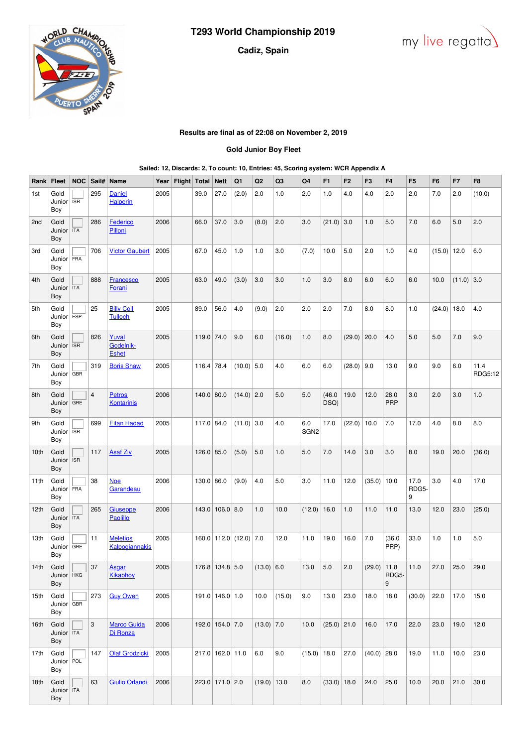# T293 World Championship 2019

## Cadiz, Spain

my live regatta

**Results are final as of 22:08 on November 2, 2019**

**Gold Junior Boy Fleet**

**Sailed: 12, Discards: 2, To count: 10, Entries: 45, Scoring system: WCR Appendix A**

| Rank | Fleet | NOC | Sail# | Name | Year | Flight | Total | Nett | Q1 | Q2 | Q3 | Q4 | F1 | F2 | F3 | F4 | F5 | F6 | F7 | F8 |
|---|---|---|---|---|---|---|---|---|---|---|---|---|---|---|---|---|---|---|---|---|
| 1st | Gold Junior Boy | ISR | 295 | Daniel Halperin | 2005 | | 39.0 | 27.0 | (2.0) | 2.0 | 1.0 | 2.0 | 1.0 | 4.0 | 4.0 | 2.0 | 2.0 | 7.0 | 2.0 | (10.0) |
| 2nd | Gold Junior Boy | ITA | 286 | Federico Pilloni | 2006 | | 66.0 | 37.0 | 3.0 | (8.0) | 2.0 | 3.0 | (21.0) | 3.0 | 1.0 | 5.0 | 7.0 | 6.0 | 5.0 | 2.0 |
| 3rd | Gold Junior Boy | FRA | 706 | Victor Gaubert | 2005 | | 67.0 | 45.0 | 1.0 | 1.0 | 3.0 | (7.0) | 10.0 | 5.0 | 2.0 | 1.0 | 4.0 | (15.0) | 12.0 | 6.0 |
| 4th | Gold Junior Boy | ITA | 888 | Francesco Forani | 2005 | | 63.0 | 49.0 | (3.0) | 3.0 | 3.0 | 1.0 | 3.0 | 8.0 | 6.0 | 6.0 | 6.0 | 10.0 | (11.0) | 3.0 |
| 5th | Gold Junior Boy | ESP | 25 | Billy Coll Tulloch | 2005 | | 89.0 | 56.0 | 4.0 | (9.0) | 2.0 | 2.0 | 2.0 | 7.0 | 8.0 | 8.0 | 1.0 | (24.0) | 18.0 | 4.0 |
| 6th | Gold Junior Boy | ISR | 826 | Yuval Godelnik-Eshet | 2005 | | 119.0 | 74.0 | 9.0 | 6.0 | (16.0) | 1.0 | 8.0 | (29.0) | 20.0 | 4.0 | 5.0 | 5.0 | 7.0 | 9.0 |
| 7th | Gold Junior Boy | GBR | 319 | Boris Shaw | 2005 | | 116.4 | 78.4 | (10.0) | 5.0 | 4.0 | 6.0 | 6.0 | (28.0) | 9.0 | 13.0 | 9.0 | 9.0 | 6.0 | 11.4 RDG5:12 |
| 8th | Gold Junior Boy | GRE | 4 | Petros Kontarinis | 2006 | | 140.0 | 80.0 | (14.0) | 2.0 | 5.0 | 5.0 | (46.0 DSQ) | 19.0 | 12.0 | 28.0 PRP | 3.0 | 2.0 | 3.0 | 1.0 |
| 9th | Gold Junior Boy | ISR | 699 | Eitan Hadad | 2005 | | 117.0 | 84.0 | (11.0) | 3.0 | 4.0 | 6.0 SGN2 | 17.0 | (22.0) | 10.0 | 7.0 | 17.0 | 4.0 | 8.0 | 8.0 |
| 10th | Gold Junior Boy | ISR | 117 | Asaf Ziv | 2005 | | 126.0 | 85.0 | (5.0) | 5.0 | 1.0 | 5.0 | 7.0 | 14.0 | 3.0 | 3.0 | 8.0 | 19.0 | 20.0 | (36.0) |
| 11th | Gold Junior Boy | FRA | 38 | Noe Garandeau | 2006 | | 130.0 | 86.0 | (9.0) | 4.0 | 5.0 | 3.0 | 11.0 | 12.0 | (35.0) | 10.0 | 17.0 RDG5-9 | 3.0 | 4.0 | 17.0 |
| 12th | Gold Junior Boy | ITA | 265 | Giuseppe Paolillo | 2006 | | 143.0 | 106.0 | 8.0 | 1.0 | 10.0 | (12.0) | 16.0 | 1.0 | 11.0 | 11.0 | 13.0 | 12.0 | 23.0 | (25.0) |
| 13th | Gold Junior Boy | GRE | 11 | Meletios Kalpogiannakis | 2005 | | 160.0 | 112.0 | (12.0) | 7.0 | 12.0 | 11.0 | 19.0 | 16.0 | 7.0 | (36.0 PRP) | 33.0 | 1.0 | 1.0 | 5.0 |
| 14th | Gold Junior Boy | HKG | 37 | Asgar Kikabhoy | 2005 | | 176.8 | 134.8 | 5.0 | (13.0) | 6.0 | 13.0 | 5.0 | 2.0 | (29.0) | 11.8 RDG5-9 | 11.0 | 27.0 | 25.0 | 29.0 |
| 15th | Gold Junior Boy | GBR | 273 | Guy Owen | 2005 | | 191.0 | 146.0 | 1.0 | 10.0 | (15.0) | 9.0 | 13.0 | 23.0 | 18.0 | 18.0 | (30.0) | 22.0 | 17.0 | 15.0 |
| 16th | Gold Junior Boy | ITA | 3 | Marco Guida Di Ronza | 2006 | | 192.0 | 154.0 | 7.0 | (13.0) | 7.0 | 10.0 | (25.0) | 21.0 | 16.0 | 17.0 | 22.0 | 23.0 | 19.0 | 12.0 |
| 17th | Gold Junior Boy | POL | 147 | Olaf Grodzicki | 2005 | | 217.0 | 162.0 | 11.0 | 6.0 | 9.0 | (15.0) | 18.0 | 27.0 | (40.0) | 28.0 | 19.0 | 11.0 | 10.0 | 23.0 |
| 18th | Gold Junior Boy | ITA | 63 | Giulio Orlandi | 2006 | | 223.0 | 171.0 | 2.0 | (19.0) | 13.0 | 8.0 | (33.0) | 18.0 | 24.0 | 25.0 | 10.0 | 20.0 | 21.0 | 30.0 |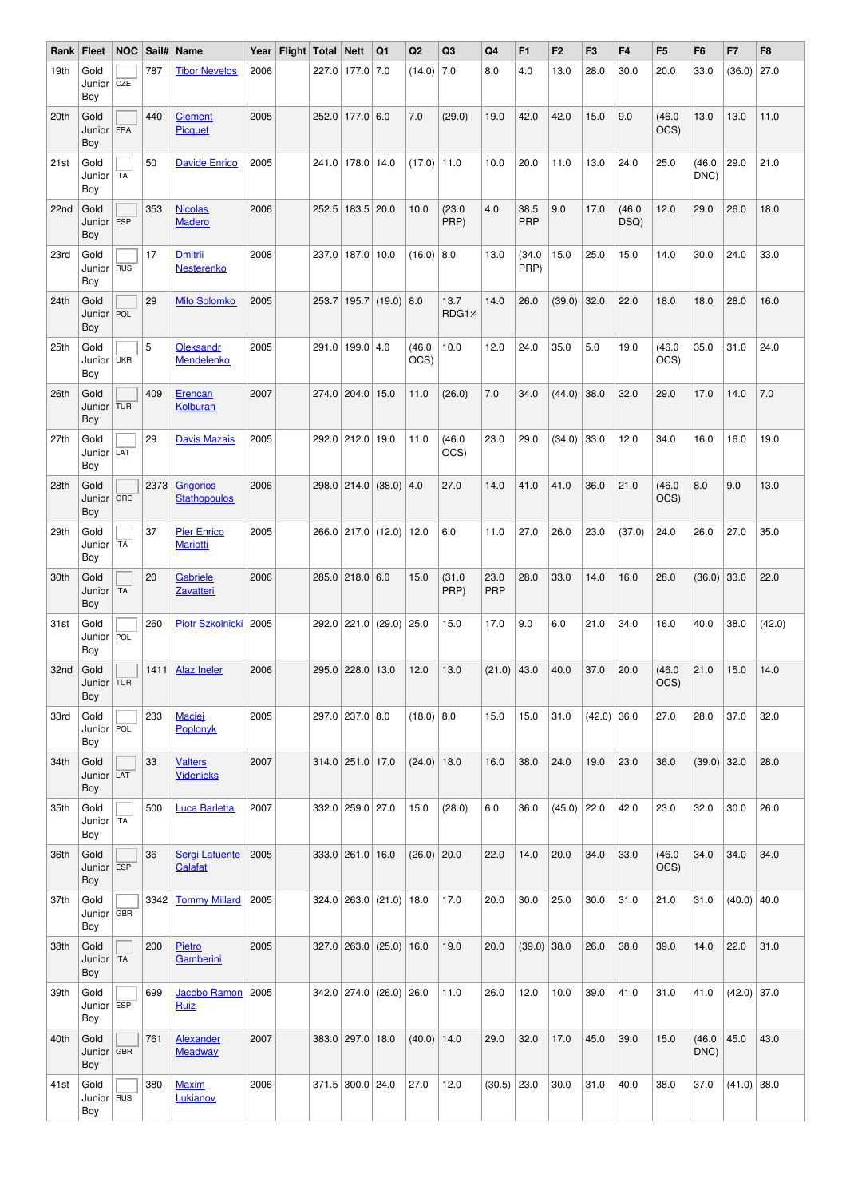| Rank | Fleet | NOC | Sail# | Name | Year | Flight | Total | Nett | Q1 | Q2 | Q3 | Q4 | F1 | F2 | F3 | F4 | F5 | F6 | F7 | F8 |
|---|---|---|---|---|---|---|---|---|---|---|---|---|---|---|---|---|---|---|---|---|
| 19th | Gold Junior Boy | CZE | 787 | Tibor Nevelos | 2006 | | 227.0 | 177.0 | 7.0 | (14.0) | 7.0 | 8.0 | 4.0 | 13.0 | 28.0 | 30.0 | 20.0 | 33.0 | (36.0) | 27.0 |
| 20th | Gold Junior Boy | FRA | 440 | Clement Picquet | 2005 | | 252.0 | 177.0 | 6.0 | 7.0 | (29.0) | 19.0 | 42.0 | 42.0 | 15.0 | 9.0 | (46.0 OCS) | 13.0 | 13.0 | 11.0 |
| 21st | Gold Junior Boy | ITA | 50 | Davide Enrico | 2005 | | 241.0 | 178.0 | 14.0 | (17.0) | 11.0 | 10.0 | 20.0 | 11.0 | 13.0 | 24.0 | 25.0 | (46.0 DNC) | 29.0 | 21.0 |
| 22nd | Gold Junior Boy | ESP | 353 | Nicolas Madero | 2006 | | 252.5 | 183.5 | 20.0 | 10.0 | (23.0 PRP) | 4.0 | 38.5 PRP | 9.0 | 17.0 | (46.0 DSQ) | 12.0 | 29.0 | 26.0 | 18.0 |
| 23rd | Gold Junior Boy | RUS | 17 | Dmitrii Nesterenko | 2008 | | 237.0 | 187.0 | 10.0 | (16.0) | 8.0 | 13.0 | (34.0 PRP) | 15.0 | 25.0 | 15.0 | 14.0 | 30.0 | 24.0 | 33.0 |
| 24th | Gold Junior Boy | POL | 29 | Milo Solomko | 2005 | | 253.7 | 195.7 | (19.0) | 8.0 | 13.7 RDG1:4 | 14.0 | 26.0 | (39.0) | 32.0 | 22.0 | 18.0 | 18.0 | 28.0 | 16.0 |
| 25th | Gold Junior Boy | UKR | 5 | Oleksandr Mendelenko | 2005 | | 291.0 | 199.0 | 4.0 | (46.0 OCS) | 10.0 | 12.0 | 24.0 | 35.0 | 5.0 | 19.0 | (46.0 OCS) | 35.0 | 31.0 | 24.0 |
| 26th | Gold Junior Boy | TUR | 409 | Erencan Kolburan | 2007 | | 274.0 | 204.0 | 15.0 | 11.0 | (26.0) | 7.0 | 34.0 | (44.0) | 38.0 | 32.0 | 29.0 | 17.0 | 14.0 | 7.0 |
| 27th | Gold Junior Boy | LAT | 29 | Davis Mazais | 2005 | | 292.0 | 212.0 | 19.0 | 11.0 | (46.0 OCS) | 23.0 | 29.0 | (34.0) | 33.0 | 12.0 | 34.0 | 16.0 | 16.0 | 19.0 |
| 28th | Gold Junior Boy | GRE | 2373 | Grigorios Stathopoulos | 2006 | | 298.0 | 214.0 | (38.0) | 4.0 | 27.0 | 14.0 | 41.0 | 41.0 | 36.0 | 21.0 | (46.0 OCS) | 8.0 | 9.0 | 13.0 |
| 29th | Gold Junior Boy | ITA | 37 | Pier Enrico Mariotti | 2005 | | 266.0 | 217.0 | (12.0) | 12.0 | 6.0 | 11.0 | 27.0 | 26.0 | 23.0 | (37.0) | 24.0 | 26.0 | 27.0 | 35.0 |
| 30th | Gold Junior Boy | ITA | 20 | Gabriele Zavatteri | 2006 | | 285.0 | 218.0 | 6.0 | 15.0 | (31.0 PRP) | 23.0 PRP | 28.0 | 33.0 | 14.0 | 16.0 | 28.0 | (36.0) | 33.0 | 22.0 |
| 31st | Gold Junior Boy | POL | 260 | Piotr Szkolnicki | 2005 | | 292.0 | 221.0 | (29.0) | 25.0 | 15.0 | 17.0 | 9.0 | 6.0 | 21.0 | 34.0 | 16.0 | 40.0 | 38.0 | (42.0) |
| 32nd | Gold Junior Boy | TUR | 1411 | Alaz Ineler | 2006 | | 295.0 | 228.0 | 13.0 | 12.0 | 13.0 | (21.0) | 43.0 | 40.0 | 37.0 | 20.0 | (46.0 OCS) | 21.0 | 15.0 | 14.0 |
| 33rd | Gold Junior Boy | POL | 233 | Maciej Poplonyk | 2005 | | 297.0 | 237.0 | 8.0 | (18.0) | 8.0 | 15.0 | 15.0 | 31.0 | (42.0) | 36.0 | 27.0 | 28.0 | 37.0 | 32.0 |
| 34th | Gold Junior Boy | LAT | 33 | Valters Videnieks | 2007 | | 314.0 | 251.0 | 17.0 | (24.0) | 18.0 | 16.0 | 38.0 | 24.0 | 19.0 | 23.0 | 36.0 | (39.0) | 32.0 | 28.0 |
| 35th | Gold Junior Boy | ITA | 500 | Luca Barletta | 2007 | | 332.0 | 259.0 | 27.0 | 15.0 | (28.0) | 6.0 | 36.0 | (45.0) | 22.0 | 42.0 | 23.0 | 32.0 | 30.0 | 26.0 |
| 36th | Gold Junior Boy | ESP | 36 | Sergi Lafuente Calafat | 2005 | | 333.0 | 261.0 | 16.0 | (26.0) | 20.0 | 22.0 | 14.0 | 20.0 | 34.0 | 33.0 | (46.0 OCS) | 34.0 | 34.0 | 34.0 |
| 37th | Gold Junior Boy | GBR | 3342 | Tommy Millard | 2005 | | 324.0 | 263.0 | (21.0) | 18.0 | 17.0 | 20.0 | 30.0 | 25.0 | 30.0 | 31.0 | 21.0 | 31.0 | (40.0) | 40.0 |
| 38th | Gold Junior Boy | ITA | 200 | Pietro Gamberini | 2005 | | 327.0 | 263.0 | (25.0) | 16.0 | 19.0 | 20.0 | (39.0) | 38.0 | 26.0 | 38.0 | 39.0 | 14.0 | 22.0 | 31.0 |
| 39th | Gold Junior Boy | ESP | 699 | Jacobo Ramon Ruiz | 2005 | | 342.0 | 274.0 | (26.0) | 26.0 | 11.0 | 26.0 | 12.0 | 10.0 | 39.0 | 41.0 | 31.0 | 41.0 | (42.0) | 37.0 |
| 40th | Gold Junior Boy | GBR | 761 | Alexander Meadway | 2007 | | 383.0 | 297.0 | 18.0 | (40.0) | 14.0 | 29.0 | 32.0 | 17.0 | 45.0 | 39.0 | 15.0 | (46.0 DNC) | 45.0 | 43.0 |
| 41st | Gold Junior Boy | RUS | 380 | Maxim Lukianov | 2006 | | 371.5 | 300.0 | 24.0 | 27.0 | 12.0 | (30.5) | 23.0 | 30.0 | 31.0 | 40.0 | 38.0 | 37.0 | (41.0) | 38.0 |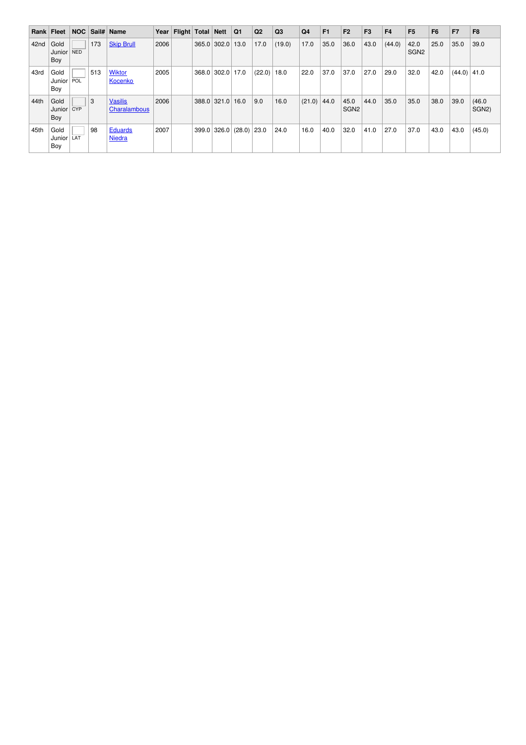| Rank | Fleet | NOC | Sail# | Name | Year | Flight | Total | Nett | Q1 | Q2 | Q3 | Q4 | F1 | F2 | F3 | F4 | F5 | F6 | F7 | F8 |
|---|---|---|---|---|---|---|---|---|---|---|---|---|---|---|---|---|---|---|---|---|
| 42nd | Gold Junior Boy | NED | 173 | Skip Brull | 2006 | | 365.0 | 302.0 | 13.0 | 17.0 | (19.0) | 17.0 | 35.0 | 36.0 | 43.0 | (44.0) | 42.0 SGN2 | 25.0 | 35.0 | 39.0 |
| 43rd | Gold Junior Boy | POL | 513 | Wiktor Kocenko | 2005 | | 368.0 | 302.0 | 17.0 | (22.0) | 18.0 | 22.0 | 37.0 | 37.0 | 27.0 | 29.0 | 32.0 | 42.0 | (44.0) | 41.0 |
| 44th | Gold Junior Boy | CYP | 3 | Vasilis Charalambous | 2006 | | 388.0 | 321.0 | 16.0 | 9.0 | 16.0 | (21.0) | 44.0 | 45.0 SGN2 | 44.0 | 35.0 | 35.0 | 38.0 | 39.0 | (46.0 SGN2) |
| 45th | Gold Junior Boy | LAT | 98 | Eduards Niedra | 2007 | | 399.0 | 326.0 | (28.0) | 23.0 | 24.0 | 16.0 | 40.0 | 32.0 | 41.0 | 27.0 | 37.0 | 43.0 | 43.0 | (45.0) |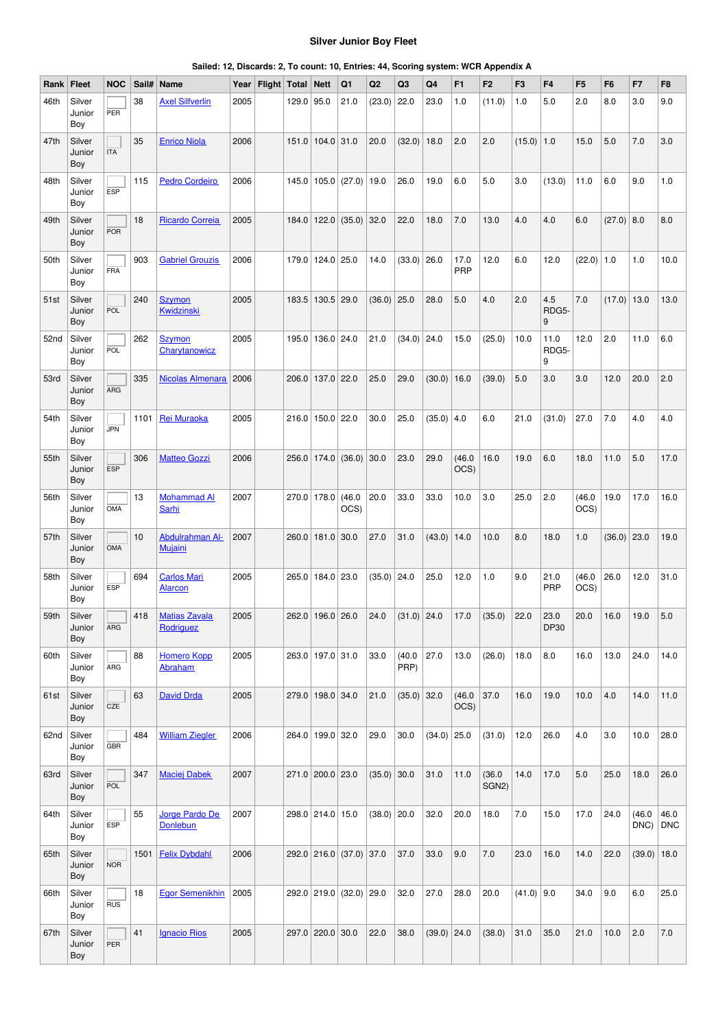### Silver Junior Boy Fleet

**Sailed: 12, Discards: 2, To count: 10, Entries: 44, Scoring system: WCR Appendix A**

| Rank | Fleet | NOC | Sail# | Name | Year | Flight | Total | Nett | Q1 | Q2 | Q3 | Q4 | F1 | F2 | F3 | F4 | F5 | F6 | F7 | F8 |
|---|---|---|---|---|---|---|---|---|---|---|---|---|---|---|---|---|---|---|---|---|
| 46th | Silver Junior Boy | PER | 38 | Axel Silfverlin | 2005 | | 129.0 | 95.0 | 21.0 | (23.0) | 22.0 | 23.0 | 1.0 | (11.0) | 1.0 | 5.0 | 2.0 | 8.0 | 3.0 | 9.0 |
| 47th | Silver Junior Boy | ITA | 35 | Enrico Niola | 2006 | | 151.0 | 104.0 | 31.0 | 20.0 | (32.0) | 18.0 | 2.0 | 2.0 | (15.0) | 1.0 | 15.0 | 5.0 | 7.0 | 3.0 |
| 48th | Silver Junior Boy | ESP | 115 | Pedro Cordeiro | 2006 | | 145.0 | 105.0 | (27.0) | 19.0 | 26.0 | 19.0 | 6.0 | 5.0 | 3.0 | (13.0) | 11.0 | 6.0 | 9.0 | 1.0 |
| 49th | Silver Junior Boy | POR | 18 | Ricardo Correia | 2005 | | 184.0 | 122.0 | (35.0) | 32.0 | 22.0 | 18.0 | 7.0 | 13.0 | 4.0 | 4.0 | 6.0 | (27.0) | 8.0 | 8.0 |
| 50th | Silver Junior Boy | FRA | 903 | Gabriel Grouzis | 2006 | | 179.0 | 124.0 | 25.0 | 14.0 | (33.0) | 26.0 | 17.0 PRP | 12.0 | 6.0 | 12.0 | (22.0) | 1.0 | 1.0 | 10.0 |
| 51st | Silver Junior Boy | POL | 240 | Szymon Kwidzinski | 2005 | | 183.5 | 130.5 | 29.0 | (36.0) | 25.0 | 28.0 | 5.0 | 4.0 | 2.0 | 4.5 RDG5-9 | 7.0 | (17.0) | 13.0 | 13.0 |
| 52nd | Silver Junior Boy | POL | 262 | Szymon Charytanowicz | 2005 | | 195.0 | 136.0 | 24.0 | 21.0 | (34.0) | 24.0 | 15.0 | (25.0) | 10.0 | 11.0 RDG5-9 | 12.0 | 2.0 | 11.0 | 6.0 |
| 53rd | Silver Junior Boy | ARG | 335 | Nicolas Almenara | 2006 | | 206.0 | 137.0 | 22.0 | 25.0 | 29.0 | (30.0) | 16.0 | (39.0) | 5.0 | 3.0 | 3.0 | 12.0 | 20.0 | 2.0 |
| 54th | Silver Junior Boy | JPN | 1101 | Rei Muraoka | 2005 | | 216.0 | 150.0 | 22.0 | 30.0 | 25.0 | (35.0) | 4.0 | 6.0 | 21.0 | (31.0) | 27.0 | 7.0 | 4.0 | 4.0 |
| 55th | Silver Junior Boy | ESP | 306 | Matteo Gozzi | 2006 | | 256.0 | 174.0 | (36.0) | 30.0 | 23.0 | 29.0 | (46.0 OCS) | 16.0 | 19.0 | 6.0 | 18.0 | 11.0 | 5.0 | 17.0 |
| 56th | Silver Junior Boy | OMA | 13 | Mohammad Al Sarhi | 2007 | | 270.0 | 178.0 | (46.0 OCS) | 20.0 | 33.0 | 33.0 | 10.0 | 3.0 | 25.0 | 2.0 | (46.0 OCS) | 19.0 | 17.0 | 16.0 |
| 57th | Silver Junior Boy | OMA | 10 | Abdulrahman Al-Mujaini | 2007 | | 260.0 | 181.0 | 30.0 | 27.0 | 31.0 | (43.0) | 14.0 | 10.0 | 8.0 | 18.0 | 1.0 | (36.0) | 23.0 | 19.0 |
| 58th | Silver Junior Boy | ESP | 694 | Carlos Mari Alarcon | 2005 | | 265.0 | 184.0 | 23.0 | (35.0) | 24.0 | 25.0 | 12.0 | 1.0 | 9.0 | 21.0 PRP | (46.0 OCS) | 26.0 | 12.0 | 31.0 |
| 59th | Silver Junior Boy | ARG | 418 | Matias Zavala Rodriguez | 2005 | | 262.0 | 196.0 | 26.0 | 24.0 | (31.0) | 24.0 | 17.0 | (35.0) | 22.0 | 23.0 DP30 | 20.0 | 16.0 | 19.0 | 5.0 |
| 60th | Silver Junior Boy | ARG | 88 | Homero Kopp Abraham | 2005 | | 263.0 | 197.0 | 31.0 | 33.0 | (40.0 PRP) | 27.0 | 13.0 | (26.0) | 18.0 | 8.0 | 16.0 | 13.0 | 24.0 | 14.0 |
| 61st | Silver Junior Boy | CZE | 63 | David Drda | 2005 | | 279.0 | 198.0 | 34.0 | 21.0 | (35.0) | 32.0 | (46.0 OCS) | 37.0 | 16.0 | 19.0 | 10.0 | 4.0 | 14.0 | 11.0 |
| 62nd | Silver Junior Boy | GBR | 484 | William Ziegler | 2006 | | 264.0 | 199.0 | 32.0 | 29.0 | 30.0 | (34.0) | 25.0 | (31.0) | 12.0 | 26.0 | 4.0 | 3.0 | 10.0 | 28.0 |
| 63rd | Silver Junior Boy | POL | 347 | Maciej Dabek | 2007 | | 271.0 | 200.0 | 23.0 | (35.0) | 30.0 | 31.0 | 11.0 | (36.0 SGN2) | 14.0 | 17.0 | 5.0 | 25.0 | 18.0 | 26.0 |
| 64th | Silver Junior Boy | ESP | 55 | Jorge Pardo De Donlebun | 2007 | | 298.0 | 214.0 | 15.0 | (38.0) | 20.0 | 32.0 | 20.0 | 18.0 | 7.0 | 15.0 | 17.0 | 24.0 | (46.0 DNC) | 46.0 DNC |
| 65th | Silver Junior Boy | NOR | 1501 | Felix Dybdahl | 2006 | | 292.0 | 216.0 | (37.0) | 37.0 | 37.0 | 33.0 | 9.0 | 7.0 | 23.0 | 16.0 | 14.0 | 22.0 | (39.0) | 18.0 |
| 66th | Silver Junior Boy | RUS | 18 | Egor Semenikhin | 2005 | | 292.0 | 219.0 | (32.0) | 29.0 | 32.0 | 27.0 | 28.0 | 20.0 | (41.0) | 9.0 | 34.0 | 9.0 | 6.0 | 25.0 |
| 67th | Silver Junior Boy | PER | 41 | Ignacio Rios | 2005 | | 297.0 | 220.0 | 30.0 | 22.0 | 38.0 | (39.0) | 24.0 | (38.0) | 31.0 | 35.0 | 21.0 | 10.0 | 2.0 | 7.0 |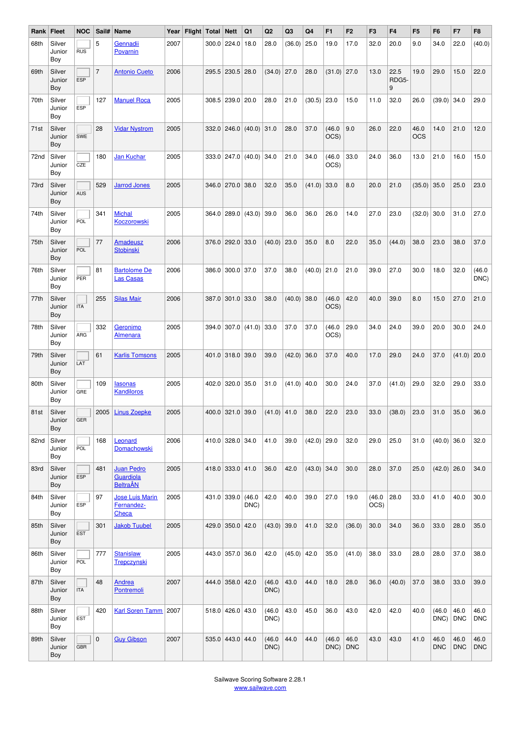| Rank | Fleet | NOC | Sail# | Name | Year | Flight | Total | Nett | Q1 | Q2 | Q3 | Q4 | F1 | F2 | F3 | F4 | F5 | F6 | F7 | F8 |
|---|---|---|---|---|---|---|---|---|---|---|---|---|---|---|---|---|---|---|---|---|
| 68th | Silver Junior Boy | RUS | 5 | Gennadii Povarnin | 2007 | | 300.0 | 224.0 | 18.0 | 28.0 | (36.0) | 25.0 | 19.0 | 17.0 | 32.0 | 20.0 | 9.0 | 34.0 | 22.0 | (40.0) |
| 69th | Silver Junior Boy | ESP | 7 | Antonio Cueto | 2006 | | 295.5 | 230.5 | 28.0 | (34.0) | 27.0 | 28.0 | (31.0) | 27.0 | 13.0 | 22.5 RDG5-9 | 19.0 | 29.0 | 15.0 | 22.0 |
| 70th | Silver Junior Boy | ESP | 127 | Manuel Roca | 2005 | | 308.5 | 239.0 | 20.0 | 28.0 | 21.0 | (30.5) | 23.0 | 15.0 | 11.0 | 32.0 | 26.0 | (39.0) | 34.0 | 29.0 |
| 71st | Silver Junior Boy | SWE | 28 | Vidar Nystrom | 2005 | | 332.0 | 246.0 | (40.0) | 31.0 | 28.0 | 37.0 | (46.0 OCS) | 9.0 | 26.0 | 22.0 | 46.0 OCS | 14.0 | 21.0 | 12.0 |
| 72nd | Silver Junior Boy | CZE | 180 | Jan Kuchar | 2005 | | 333.0 | 247.0 | (40.0) | 34.0 | 21.0 | 34.0 | (46.0 OCS) | 33.0 | 24.0 | 36.0 | 13.0 | 21.0 | 16.0 | 15.0 |
| 73rd | Silver Junior Boy | AUS | 529 | Jarrod Jones | 2005 | | 346.0 | 270.0 | 38.0 | 32.0 | 35.0 | (41.0) | 33.0 | 8.0 | 20.0 | 21.0 | (35.0) | 35.0 | 25.0 | 23.0 |
| 74th | Silver Junior Boy | POL | 341 | Michal Koczorowski | 2005 | | 364.0 | 289.0 | (43.0) | 39.0 | 36.0 | 36.0 | 26.0 | 14.0 | 27.0 | 23.0 | (32.0) | 30.0 | 31.0 | 27.0 |
| 75th | Silver Junior Boy | POL | 77 | Amadeusz Stobinski | 2006 | | 376.0 | 292.0 | 33.0 | (40.0) | 23.0 | 35.0 | 8.0 | 22.0 | 35.0 | (44.0) | 38.0 | 23.0 | 38.0 | 37.0 |
| 76th | Silver Junior Boy | PER | 81 | Bartolome De Las Casas | 2006 | | 386.0 | 300.0 | 37.0 | 37.0 | 38.0 | (40.0) | 21.0 | 21.0 | 39.0 | 27.0 | 30.0 | 18.0 | 32.0 | (46.0 DNC) |
| 77th | Silver Junior Boy | ITA | 255 | Silas Mair | 2006 | | 387.0 | 301.0 | 33.0 | 38.0 | (40.0) | 38.0 | (46.0 OCS) | 42.0 | 40.0 | 39.0 | 8.0 | 15.0 | 27.0 | 21.0 |
| 78th | Silver Junior Boy | ARG | 332 | Geronimo Almenara | 2005 | | 394.0 | 307.0 | (41.0) | 33.0 | 37.0 | 37.0 | (46.0 OCS) | 29.0 | 34.0 | 24.0 | 39.0 | 20.0 | 30.0 | 24.0 |
| 79th | Silver Junior Boy | LAT | 61 | Karlis Tomsons | 2005 | | 401.0 | 318.0 | 39.0 | 39.0 | (42.0) | 36.0 | 37.0 | 40.0 | 17.0 | 29.0 | 24.0 | 37.0 | (41.0) | 20.0 |
| 80th | Silver Junior Boy | GRE | 109 | Iasonas Kandiloros | 2005 | | 402.0 | 320.0 | 35.0 | 31.0 | (41.0) | 40.0 | 30.0 | 24.0 | 37.0 | (41.0) | 29.0 | 32.0 | 29.0 | 33.0 |
| 81st | Silver Junior Boy | GER | 2005 | Linus Zoepke | 2005 | | 400.0 | 321.0 | 39.0 | (41.0) | 41.0 | 38.0 | 22.0 | 23.0 | 33.0 | (38.0) | 23.0 | 31.0 | 35.0 | 36.0 |
| 82nd | Silver Junior Boy | POL | 168 | Leonard Domachowski | 2006 | | 410.0 | 328.0 | 34.0 | 41.0 | 39.0 | (42.0) | 29.0 | 32.0 | 29.0 | 25.0 | 31.0 | (40.0) | 36.0 | 32.0 |
| 83rd | Silver Junior Boy | ESP | 481 | Juan Pedro Guardiola BeltraÃN | 2005 | | 418.0 | 333.0 | 41.0 | 36.0 | 42.0 | (43.0) | 34.0 | 30.0 | 28.0 | 37.0 | 25.0 | (42.0) | 26.0 | 34.0 |
| 84th | Silver Junior Boy | ESP | 97 | Jose Luis Marin Fernandez-Checa | 2005 | | 431.0 | 339.0 | (46.0 DNC) | 42.0 | 40.0 | 39.0 | 27.0 | 19.0 | (46.0 OCS) | 28.0 | 33.0 | 41.0 | 40.0 | 30.0 |
| 85th | Silver Junior Boy | EST | 301 | Jakob Tuubel | 2005 | | 429.0 | 350.0 | 42.0 | (43.0) | 39.0 | 41.0 | 32.0 | (36.0) | 30.0 | 34.0 | 36.0 | 33.0 | 28.0 | 35.0 |
| 86th | Silver Junior Boy | POL | 777 | Stanislaw Trepczynski | 2005 | | 443.0 | 357.0 | 36.0 | 42.0 | (45.0) | 42.0 | 35.0 | (41.0) | 38.0 | 33.0 | 28.0 | 28.0 | 37.0 | 38.0 |
| 87th | Silver Junior Boy | ITA | 48 | Andrea Pontremoli | 2007 | | 444.0 | 358.0 | 42.0 | (46.0 DNC) | 43.0 | 44.0 | 18.0 | 28.0 | 36.0 | (40.0) | 37.0 | 38.0 | 33.0 | 39.0 |
| 88th | Silver Junior Boy | EST | 420 | Karl Soren Tamm | 2007 | | 518.0 | 426.0 | 43.0 | (46.0 DNC) | 43.0 | 45.0 | 36.0 | 43.0 | 42.0 | 42.0 | 40.0 | (46.0 DNC) | 46.0 DNC | 46.0 DNC |
| 89th | Silver Junior Boy | GBR | 0 | Guy Gibson | 2007 | | 535.0 | 443.0 | 44.0 | (46.0 DNC) | 44.0 | 44.0 | (46.0 DNC) | 46.0 DNC | 43.0 | 43.0 | 41.0 | 46.0 DNC | 46.0 DNC | 46.0 DNC |

Sailwave Scoring Software 2.28.1
www.sailwave.com